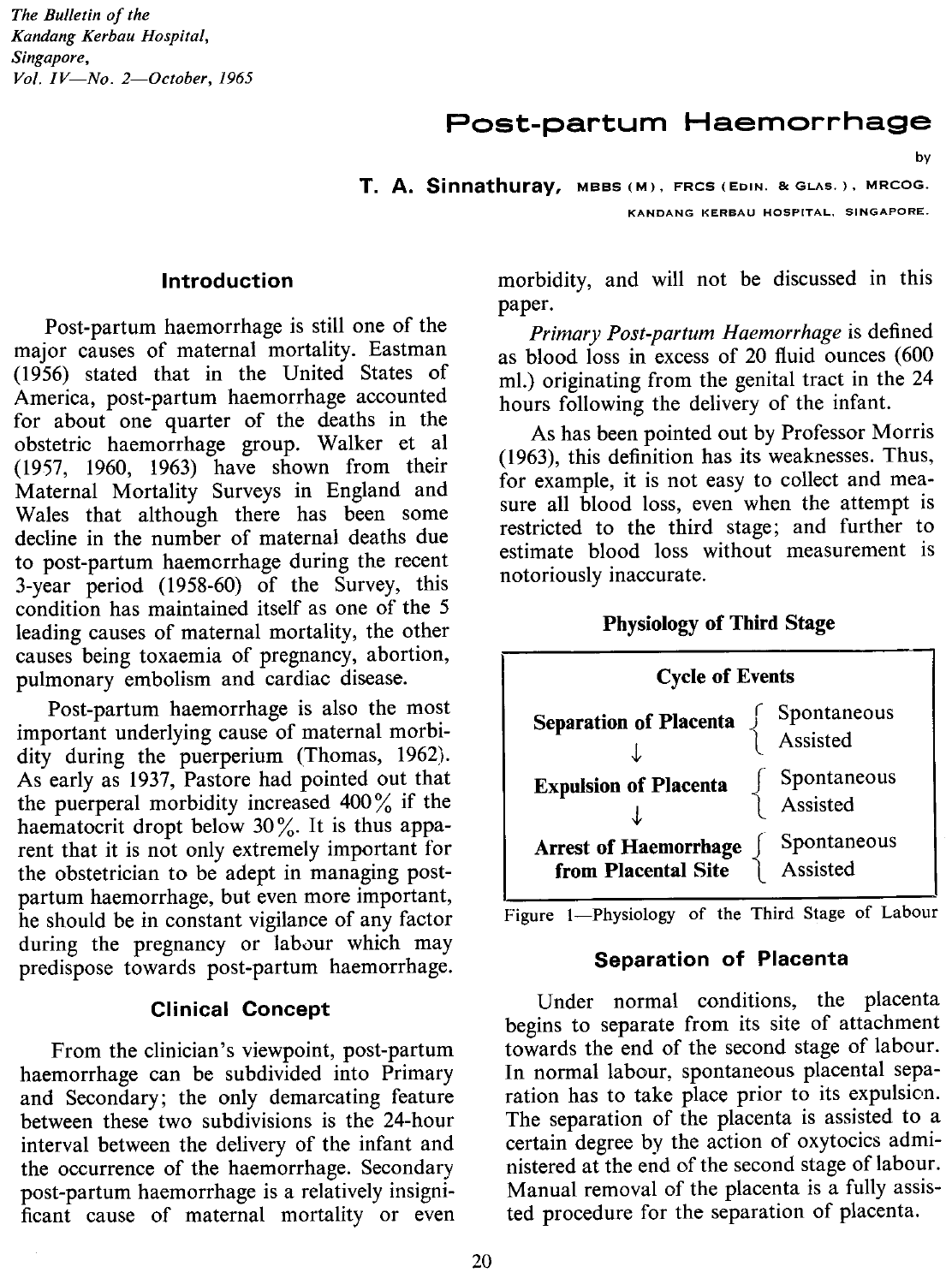# Post-partum Haemorrhage

by

**T. A. Sinnathuray,** MBBS (M), FRCS (EDIN. & GLAS.), MRCOG.

KANDANG KERBAU HOSPITAL, SINGAPORE.

## Introduction

Post-partum haemorrhage is still one of the major causes of maternal mortality. Eastman (1956) stated that in the United States of America, post-partum haemorrhage accounted for about one quarter of the deaths in the obstetric haemorrhage group. Walker et al (1957, 1960, 1963) have shown from their Maternal Mortality Surveys in England and Wales that although there has been some decline in the number of maternal deaths due to post-partum haemorrhage during the recent 3-year period (1958-60) of the Survey, this condition has maintained itself as one of the 5 leading causes of maternal mortality, the other causes being toxaemia of pregnancy, abortion, pulmonary embolism and cardiac disease.

Post-partum haemorrhage is also the most important underlying cause of maternal morbidity during the puerperium (Thomas, 1962). As early as 1937, Pastore had pointed out that the puerperal morbidity increased 400% if the haematocrit dropt below 30%. It is thus apparent that it is not only extremely important for the obstetrician to be adept in managing post-partum haemorrhage, but even more important, he should be in constant vigilance of any factor during the pregnancy or labour which may predispose towards post-partum haemorrhage.

## Clinical Concept

From the clinician's viewpoint, post-partum haemorrhage can be subdivided into Primary and Secondary; the only demarcating feature between these two subdivisions is the 24-hour interval between the delivery of the infant and the occurrence of the haemorrhage. Secondary post-partum haemorrhage is a relatively insignificant cause of maternal mortality or even morbidity, and will not be discussed in this paper.

*Primary Post-partum Haemorrhage* is defined as blood loss in excess of 20 fluid ounces (600 ml.) originating from the genital tract in the 24 hours following the delivery of the infant.

As has been pointed out by Professor Morris (1963), this definition has its weaknesses. Thus, for example, it is not easy to collect and measure all blood loss, even when the attempt is restricted to the third stage; and further to estimate blood loss without measurement is notoriously inaccurate.

## Physiology of Third Stage

**Cycle of Events**

| Event | Type |
|---|---|
| **Separation of Placenta** | Spontaneous / Assisted |
| ↓ | |
| **Expulsion of Placenta** | Spontaneous / Assisted |
| ↓ | |
| **Arrest of Haemorrhage from Placental Site** | Spontaneous / Assisted |

Figure 1—Physiology of the Third Stage of Labour

## Separation of Placenta

Under normal conditions, the placenta begins to separate from its site of attachment towards the end of the second stage of labour. In normal labour, spontaneous placental separation has to take place prior to its expulsion. The separation of the placenta is assisted to a certain degree by the action of oxytocics administered at the end of the second stage of labour. Manual removal of the placenta is a fully assisted procedure for the separation of placenta.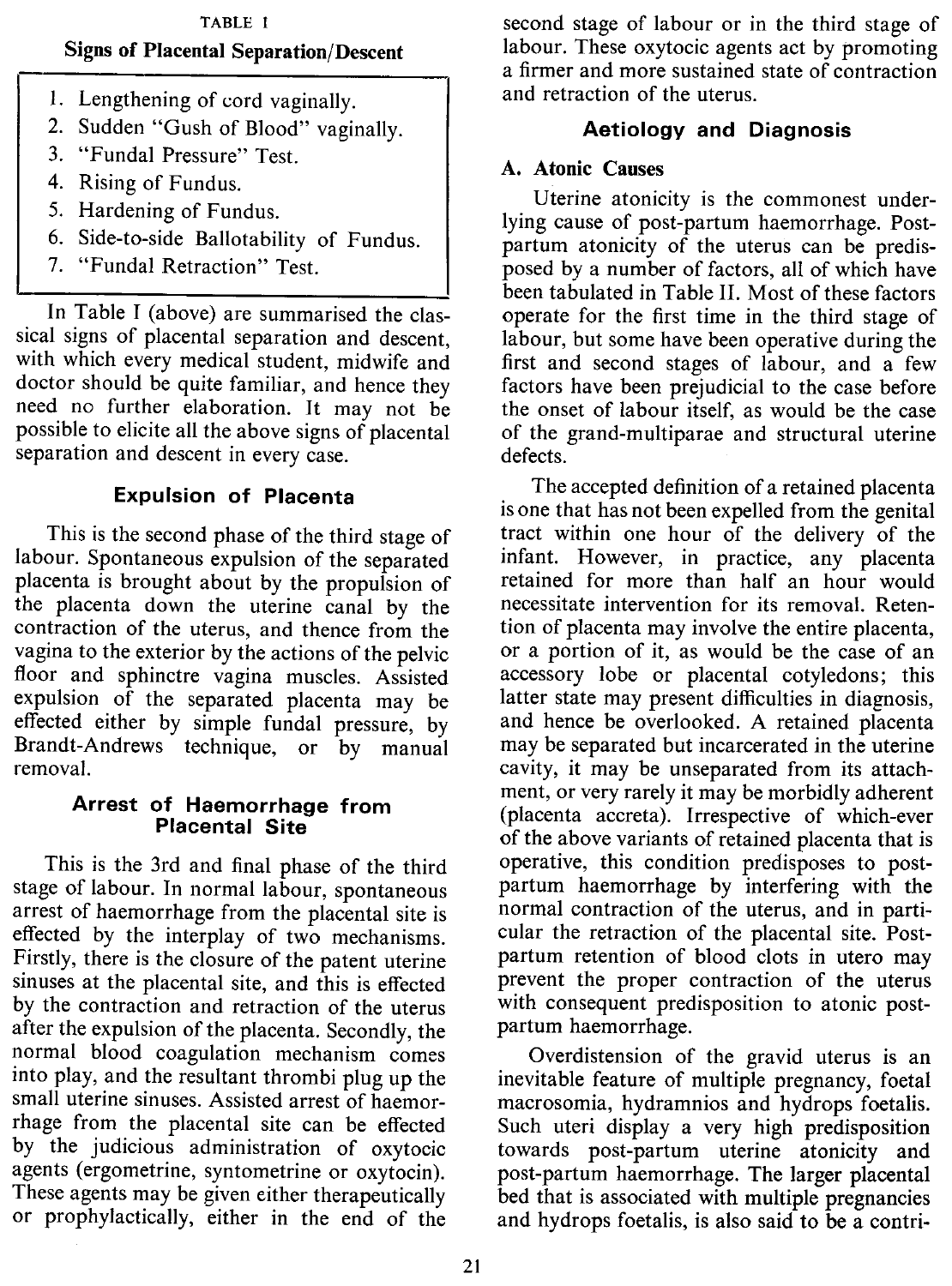TABLE I

**Signs of Placental Separation/Descent**

1. Lengthening of cord vaginally.
2. Sudden "Gush of Blood" vaginally.
3. "Fundal Pressure" Test.
4. Rising of Fundus.
5. Hardening of Fundus.
6. Side-to-side Ballotability of Fundus.
7. "Fundal Retraction" Test.

In Table I (above) are summarised the classical signs of placental separation and descent, with which every medical student, midwife and doctor should be quite familiar, and hence they need no further elaboration. It may not be possible to elicite all the above signs of placental separation and descent in every case.

### Expulsion of Placenta

This is the second phase of the third stage of labour. Spontaneous expulsion of the separated placenta is brought about by the propulsion of the placenta down the uterine canal by the contraction of the uterus, and thence from the vagina to the exterior by the actions of the pelvic floor and sphinctre vagina muscles. Assisted expulsion of the separated placenta may be effected either by simple fundal pressure, by Brandt-Andrews technique, or by manual removal.

### Arrest of Haemorrhage from Placental Site

This is the 3rd and final phase of the third stage of labour. In normal labour, spontaneous arrest of haemorrhage from the placental site is effected by the interplay of two mechanisms. Firstly, there is the closure of the patent uterine sinuses at the placental site, and this is effected by the contraction and retraction of the uterus after the expulsion of the placenta. Secondly, the normal blood coagulation mechanism comes into play, and the resultant thrombi plug up the small uterine sinuses. Assisted arrest of haemorrhage from the placental site can be effected by the judicious administration of oxytocic agents (ergometrine, syntometrine or oxytocin). These agents may be given either therapeutically or prophylactically, either in the end of the second stage of labour or in the third stage of labour. These oxytocic agents act by promoting a firmer and more sustained state of contraction and retraction of the uterus.

## Aetiology and Diagnosis

### A. Atonic Causes

Uterine atonicity is the commonest underlying cause of post-partum haemorrhage. Post-partum atonicity of the uterus can be predisposed by a number of factors, all of which have been tabulated in Table II. Most of these factors operate for the first time in the third stage of labour, but some have been operative during the first and second stages of labour, and a few factors have been prejudicial to the case before the onset of labour itself, as would be the case of the grand-multiparae and structural uterine defects.

The accepted definition of a retained placenta is one that has not been expelled from the genital tract within one hour of the delivery of the infant. However, in practice, any placenta retained for more than half an hour would necessitate intervention for its removal. Retention of placenta may involve the entire placenta, or a portion of it, as would be the case of an accessory lobe or placental cotyledons; this latter state may present difficulties in diagnosis, and hence be overlooked. A retained placenta may be separated but incarcerated in the uterine cavity, it may be unseparated from its attachment, or very rarely it may be morbidly adherent (placenta accreta). Irrespective of which-ever of the above variants of retained placenta that is operative, this condition predisposes to post-partum haemorrhage by interfering with the normal contraction of the uterus, and in particular the retraction of the placental site. Post-partum retention of blood clots in utero may prevent the proper contraction of the uterus with consequent predisposition to atonic post-partum haemorrhage.

Overdistension of the gravid uterus is an inevitable feature of multiple pregnancy, foetal macrosomia, hydramnios and hydrops foetalis. Such uteri display a very high predisposition towards post-partum uterine atonicity and post-partum haemorrhage. The larger placental bed that is associated with multiple pregnancies and hydrops foetalis, is also said to be a contri-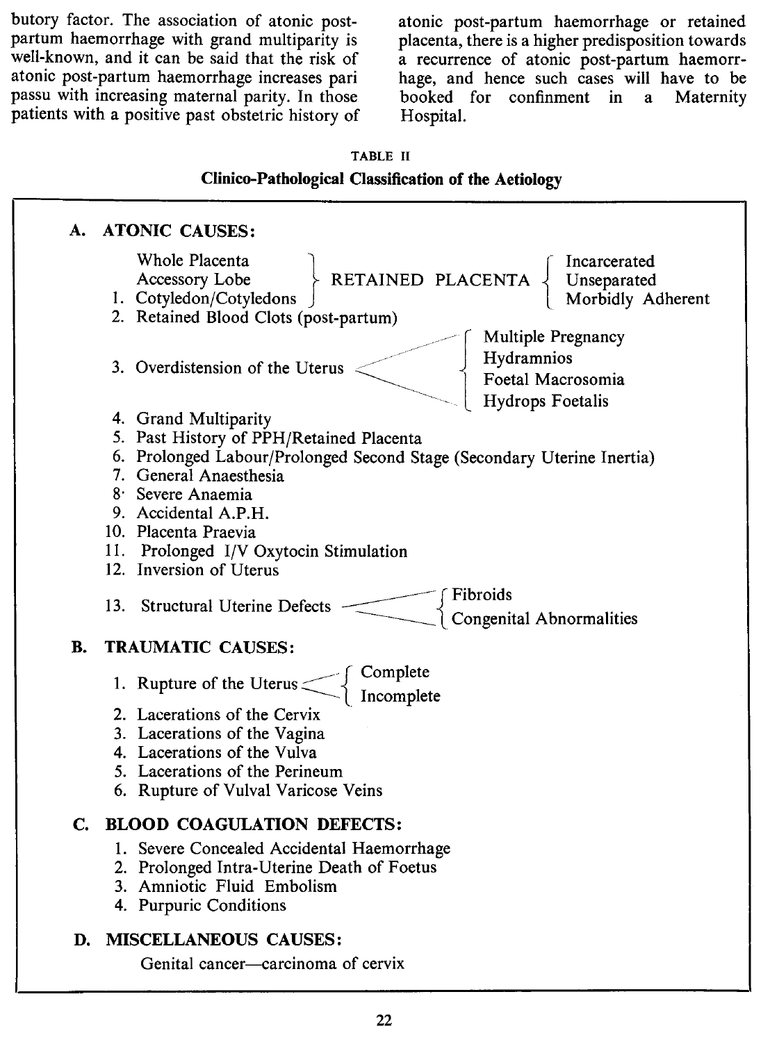butory factor. The association of atonic post-partum haemorrhage with grand multiparity is well-known, and it can be said that the risk of atonic post-partum haemorrhage increases pari passu with increasing maternal parity. In those patients with a positive past obstetric history of atonic post-partum haemorrhage or retained placenta, there is a higher predisposition towards a recurrence of atonic post-partum haemorrhage, and hence such cases will have to be booked for confinement in a Maternity Hospital.

TABLE II

**Clinico-Pathological Classification of the Aetiology**

**A. ATONIC CAUSES:**

1. Whole Placenta / Accessory Lobe / Cotyledon/Cotyledons } RETAINED PLACENTA { Incarcerated / Unseparated / Morbidly Adherent
2. Retained Blood Clots (post-partum)
3. Overdistension of the Uterus { Multiple Pregnancy / Hydramnios / Foetal Macrosomia / Hydrops Foetalis
4. Grand Multiparity
5. Past History of PPH/Retained Placenta
6. Prolonged Labour/Prolonged Second Stage (Secondary Uterine Inertia)
7. General Anaesthesia
8. Severe Anaemia
9. Accidental A.P.H.
10. Placenta Praevia
11. Prolonged I/V Oxytocin Stimulation
12. Inversion of Uterus
13. Structural Uterine Defects { Fibroids / Congenital Abnormalities

**B. TRAUMATIC CAUSES:**

1. Rupture of the Uterus { Complete / Incomplete
2. Lacerations of the Cervix
3. Lacerations of the Vagina
4. Lacerations of the Vulva
5. Lacerations of the Perineum
6. Rupture of Vulval Varicose Veins

**C. BLOOD COAGULATION DEFECTS:**

1. Severe Concealed Accidental Haemorrhage
2. Prolonged Intra-Uterine Death of Foetus
3. Amniotic Fluid Embolism
4. Purpuric Conditions

**D. MISCELLANEOUS CAUSES:**

Genital cancer—carcinoma of cervix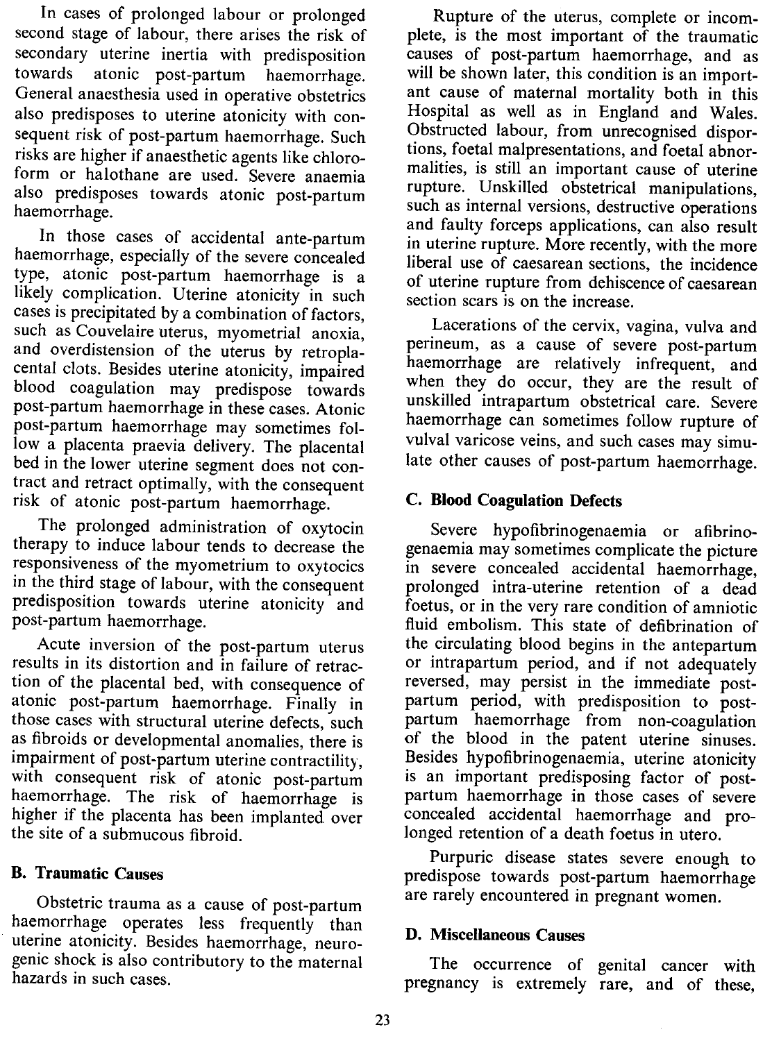In cases of prolonged labour or prolonged second stage of labour, there arises the risk of secondary uterine inertia with predisposition towards atonic post-partum haemorrhage. General anaesthesia used in operative obstetrics also predisposes to uterine atonicity with consequent risk of post-partum haemorrhage. Such risks are higher if anaesthetic agents like chloroform or halothane are used. Severe anaemia also predisposes towards atonic post-partum haemorrhage.

In those cases of accidental ante-partum haemorrhage, especially of the severe concealed type, atonic post-partum haemorrhage is a likely complication. Uterine atonicity in such cases is precipitated by a combination of factors, such as Couvelaire uterus, myometrial anoxia, and overdistension of the uterus by retroplacental clots. Besides uterine atonicity, impaired blood coagulation may predispose towards post-partum haemorrhage in these cases. Atonic post-partum haemorrhage may sometimes follow a placenta praevia delivery. The placental bed in the lower uterine segment does not contract and retract optimally, with the consequent risk of atonic post-partum haemorrhage.

The prolonged administration of oxytocin therapy to induce labour tends to decrease the responsiveness of the myometrium to oxytocics in the third stage of labour, with the consequent predisposition towards uterine atonicity and post-partum haemorrhage.

Acute inversion of the post-partum uterus results in its distortion and in failure of retraction of the placental bed, with consequence of atonic post-partum haemorrhage. Finally in those cases with structural uterine defects, such as fibroids or developmental anomalies, there is impairment of post-partum uterine contractility, with consequent risk of atonic post-partum haemorrhage. The risk of haemorrhage is higher if the placenta has been implanted over the site of a submucous fibroid.

### B. Traumatic Causes

Obstetric trauma as a cause of post-partum haemorrhage operates less frequently than uterine atonicity. Besides haemorrhage, neurogenic shock is also contributory to the maternal hazards in such cases.

Rupture of the uterus, complete or incomplete, is the most important of the traumatic causes of post-partum haemorrhage, and as will be shown later, this condition is an important cause of maternal mortality both in this Hospital as well as in England and Wales. Obstructed labour, from unrecognised disportions, foetal malpresentations, and foetal abnormalities, is still an important cause of uterine rupture. Unskilled obstetrical manipulations, such as internal versions, destructive operations and faulty forceps applications, can also result in uterine rupture. More recently, with the more liberal use of caesarean sections, the incidence of uterine rupture from dehiscence of caesarean section scars is on the increase.

Lacerations of the cervix, vagina, vulva and perineum, as a cause of severe post-partum haemorrhage are relatively infrequent, and when they do occur, they are the result of unskilled intrapartum obstetrical care. Severe haemorrhage can sometimes follow rupture of vulval varicose veins, and such cases may simulate other causes of post-partum haemorrhage.

### C. Blood Coagulation Defects

Severe hypofibrinogenaemia or afibrinogenaemia may sometimes complicate the picture in severe concealed accidental haemorrhage, prolonged intra-uterine retention of a dead foetus, or in the very rare condition of amniotic fluid embolism. This state of defibrination of the circulating blood begins in the antepartum or intrapartum period, and if not adequately reversed, may persist in the immediate post-partum period, with predisposition to post-partum haemorrhage from non-coagulation of the blood in the patent uterine sinuses. Besides hypofibrinogenaemia, uterine atonicity is an important predisposing factor of post-partum haemorrhage in those cases of severe concealed accidental haemorrhage and prolonged retention of a death foetus in utero.

Purpuric disease states severe enough to predispose towards post-partum haemorrhage are rarely encountered in pregnant women.

### D. Miscellaneous Causes

The occurrence of genital cancer with pregnancy is extremely rare, and of these,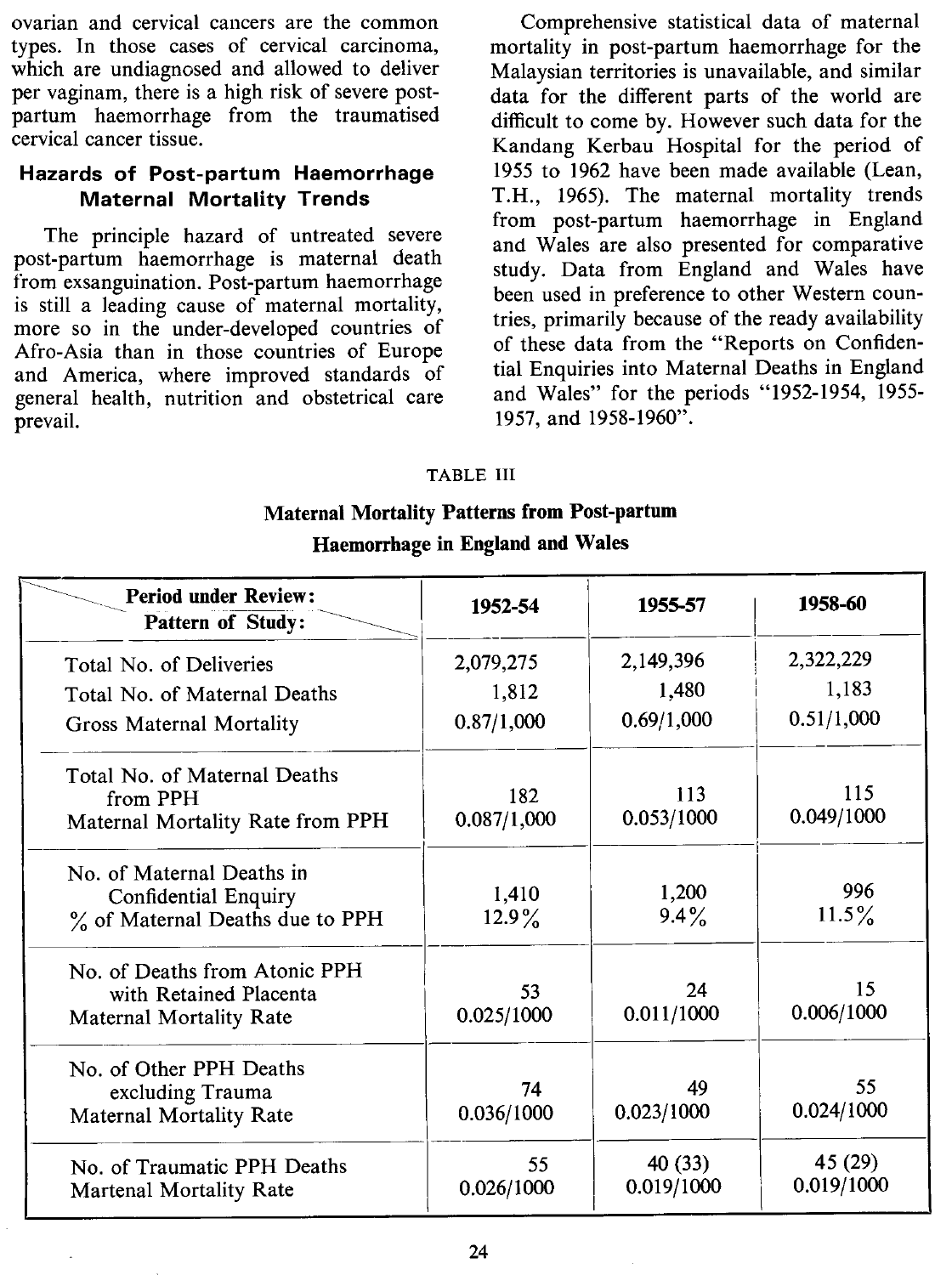ovarian and cervical cancers are the common types. In those cases of cervical carcinoma, which are undiagnosed and allowed to deliver per vaginam, there is a high risk of severe post-partum haemorrhage from the traumatised cervical cancer tissue.

## Hazards of Post-partum Haemorrhage Maternal Mortality Trends

The principle hazard of untreated severe post-partum haemorrhage is maternal death from exsanguination. Post-partum haemorrhage is still a leading cause of maternal mortality, more so in the under-developed countries of Afro-Asia than in those countries of Europe and America, where improved standards of general health, nutrition and obstetrical care prevail.

Comprehensive statistical data of maternal mortality in post-partum haemorrhage for the Malaysian territories is unavailable, and similar data for the different parts of the world are difficult to come by. However such data for the Kandang Kerbau Hospital for the period of 1955 to 1962 have been made available (Lean, T.H., 1965). The maternal mortality trends from post-partum haemorrhage in England and Wales are also presented for comparative study. Data from England and Wales have been used in preference to other Western countries, primarily because of the ready availability of these data from the "Reports on Confidential Enquiries into Maternal Deaths in England and Wales" for the periods "1952-1954, 1955-1957, and 1958-1960".

TABLE III

**Maternal Mortality Patterns from Post-partum Haemorrhage in England and Wales**

| Period under Review: / Pattern of Study: | 1952-54 | 1955-57 | 1958-60 |
|---|---|---|---|
| Total No. of Deliveries | 2,079,275 | 2,149,396 | 2,322,229 |
| Total No. of Maternal Deaths | 1,812 | 1,480 | 1,183 |
| Gross Maternal Mortality | 0.87/1,000 | 0.69/1,000 | 0.51/1,000 |
| Total No. of Maternal Deaths from PPH | 182 | 113 | 115 |
| Maternal Mortality Rate from PPH | 0.087/1,000 | 0.053/1000 | 0.049/1000 |
| No. of Maternal Deaths in Confidential Enquiry | 1,410 | 1,200 | 996 |
| % of Maternal Deaths due to PPH | 12.9% | 9.4% | 11.5% |
| No. of Deaths from Atonic PPH with Retained Placenta | 53 | 24 | 15 |
| Maternal Mortality Rate | 0.025/1000 | 0.011/1000 | 0.006/1000 |
| No. of Other PPH Deaths excluding Trauma | 74 | 49 | 55 |
| Maternal Mortality Rate | 0.036/1000 | 0.023/1000 | 0.024/1000 |
| No. of Traumatic PPH Deaths | 55 | 40 (33) | 45 (29) |
| Martenal Mortality Rate | 0.026/1000 | 0.019/1000 | 0.019/1000 |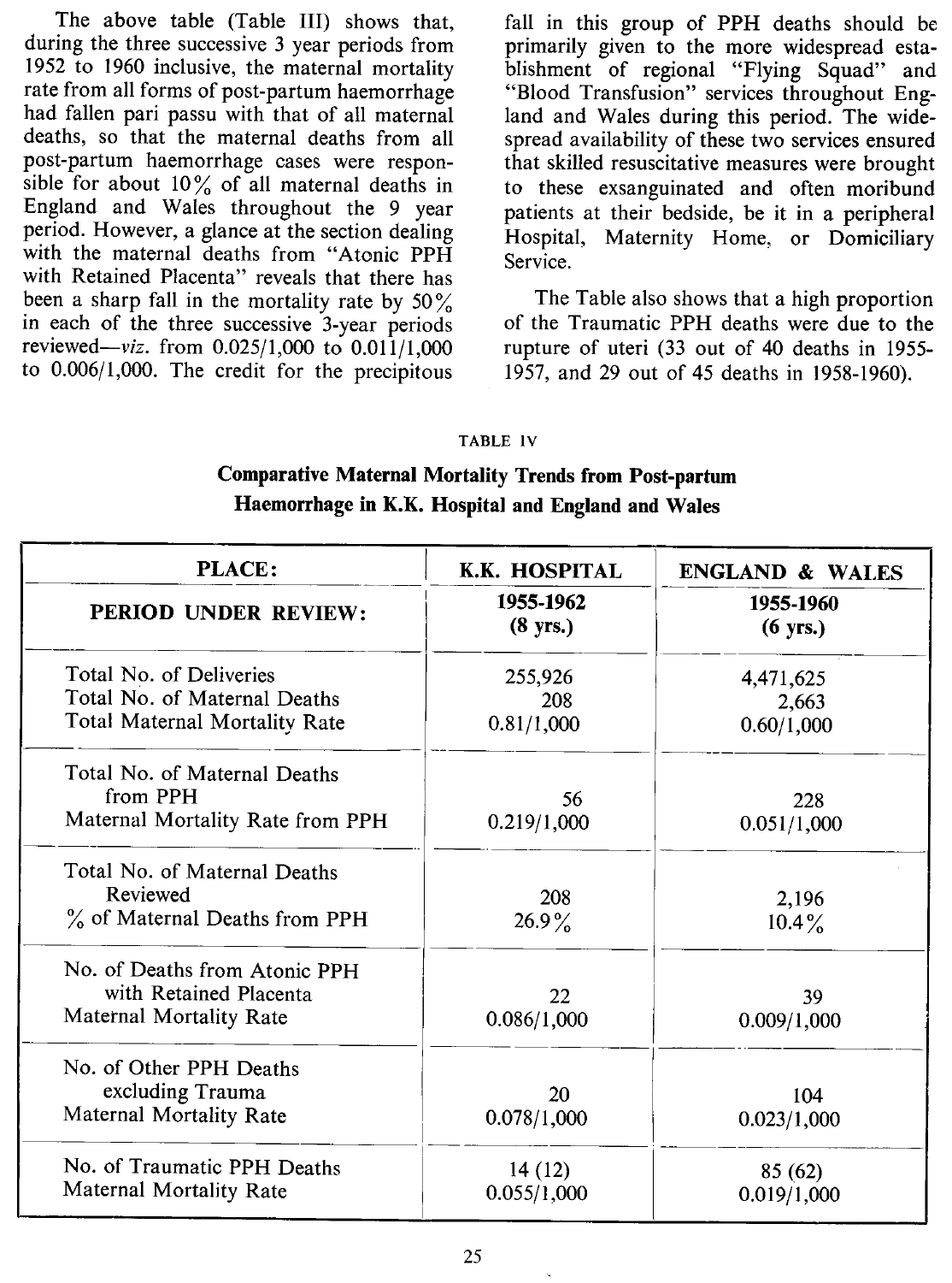The above table (Table III) shows that, during the three successive 3 year periods from 1952 to 1960 inclusive, the maternal mortality rate from all forms of post-partum haemorrhage had fallen pari passu with that of all maternal deaths, so that the maternal deaths from all post-partum haemorrhage cases were responsible for about 10% of all maternal deaths in England and Wales throughout the 9 year period. However, a glance at the section dealing with the maternal deaths from "Atonic PPH with Retained Placenta" reveals that there has been a sharp fall in the mortality rate by 50% in each of the three successive 3-year periods reviewed—*viz.* from 0.025/1,000 to 0.011/1,000 to 0.006/1,000. The credit for the precipitous fall in this group of PPH deaths should be primarily given to the more widespread establishment of regional "Flying Squad" and "Blood Transfusion" services throughout England and Wales during this period. The widespread availability of these two services ensured that skilled resuscitative measures were brought to these exsanguinated and often moribund patients at their bedside, be it in a peripheral Hospital, Maternity Home, or Domiciliary Service.

The Table also shows that a high proportion of the Traumatic PPH deaths were due to the rupture of uteri (33 out of 40 deaths in 1955-1957, and 29 out of 45 deaths in 1958-1960).

TABLE IV

**Comparative Maternal Mortality Trends from Post-partum Haemorrhage in K.K. Hospital and England and Wales**

| PLACE: | K.K. HOSPITAL | ENGLAND & WALES |
|---|---|---|
| PERIOD UNDER REVIEW: | 1955-1962 (8 yrs.) | 1955-1960 (6 yrs.) |
| Total No. of Deliveries | 255,926 | 4,471,625 |
| Total No. of Maternal Deaths | 208 | 2,663 |
| Total Maternal Mortality Rate | 0.81/1,000 | 0.60/1,000 |
| Total No. of Maternal Deaths from PPH | 56 | 228 |
| Maternal Mortality Rate from PPH | 0.219/1,000 | 0.051/1,000 |
| Total No. of Maternal Deaths Reviewed | 208 | 2,196 |
| % of Maternal Deaths from PPH | 26.9% | 10.4% |
| No. of Deaths from Atonic PPH with Retained Placenta | 22 | 39 |
| Maternal Mortality Rate | 0.086/1,000 | 0.009/1,000 |
| No. of Other PPH Deaths excluding Trauma | 20 | 104 |
| Maternal Mortality Rate | 0.078/1,000 | 0.023/1,000 |
| No. of Traumatic PPH Deaths | 14 (12) | 85 (62) |
| Maternal Mortality Rate | 0.055/1,000 | 0.019/1,000 |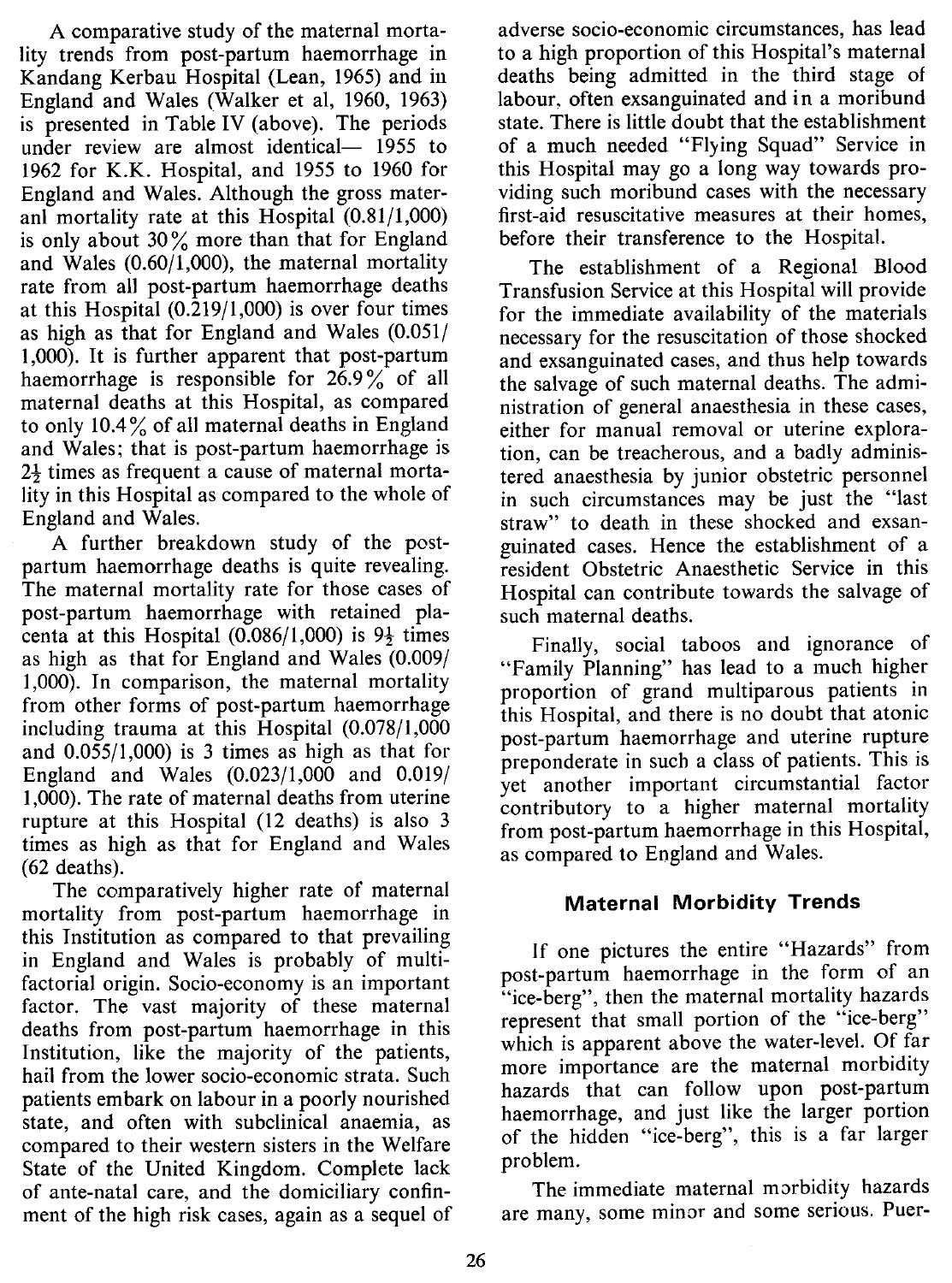A comparative study of the maternal mortality trends from post-partum haemorrhage in Kandang Kerbau Hospital (Lean, 1965) and in England and Wales (Walker et al, 1960, 1963) is presented in Table IV (above). The periods under review are almost identical— 1955 to 1962 for K.K. Hospital, and 1955 to 1960 for England and Wales. Although the gross materanl mortality rate at this Hospital (0.81/1,000) is only about 30% more than that for England and Wales (0.60/1,000), the maternal mortality rate from all post-partum haemorrhage deaths at this Hospital (0.219/1,000) is over four times as high as that for England and Wales (0.051/1,000). It is further apparent that post-partum haemorrhage is responsible for 26.9% of all maternal deaths at this Hospital, as compared to only 10.4% of all maternal deaths in England and Wales; that is post-partum haemorrhage is 2½ times as frequent a cause of maternal mortality in this Hospital as compared to the whole of England and Wales.

A further breakdown study of the post-partum haemorrhage deaths is quite revealing. The maternal mortality rate for those cases of post-partum haemorrhage with retained placenta at this Hospital (0.086/1,000) is 9½ times as high as that for England and Wales (0.009/1,000). In comparison, the maternal mortality from other forms of post-partum haemorrhage including trauma at this Hospital (0.078/1,000 and 0.055/1,000) is 3 times as high as that for England and Wales (0.023/1,000 and 0.019/1,000). The rate of maternal deaths from uterine rupture at this Hospital (12 deaths) is also 3 times as high as that for England and Wales (62 deaths).

The comparatively higher rate of maternal mortality from post-partum haemorrhage in this Institution as compared to that prevailing in England and Wales is probably of multifactorial origin. Socio-economy is an important factor. The vast majority of these maternal deaths from post-partum haemorrhage in this Institution, like the majority of the patients, hail from the lower socio-economic strata. Such patients embark on labour in a poorly nourished state, and often with subclinical anaemia, as compared to their western sisters in the Welfare State of the United Kingdom. Complete lack of ante-natal care, and the domiciliary confinment of the high risk cases, again as a sequel of adverse socio-economic circumstances, has lead to a high proportion of this Hospital's maternal deaths being admitted in the third stage of labour, often exsanguinated and in a moribund state. There is little doubt that the establishment of a much needed "Flying Squad" Service in this Hospital may go a long way towards providing such moribund cases with the necessary first-aid resuscitative measures at their homes, before their transference to the Hospital.

The establishment of a Regional Blood Transfusion Service at this Hospital will provide for the immediate availability of the materials necessary for the resuscitation of those shocked and exsanguinated cases, and thus help towards the salvage of such maternal deaths. The administration of general anaesthesia in these cases, either for manual removal or uterine exploration, can be treacherous, and a badly administered anaesthesia by junior obstetric personnel in such circumstances may be just the "last straw" to death in these shocked and exsanguinated cases. Hence the establishment of a resident Obstetric Anaesthetic Service in this Hospital can contribute towards the salvage of such maternal deaths.

Finally, social taboos and ignorance of "Family Planning" has lead to a much higher proportion of grand multiparous patients in this Hospital, and there is no doubt that atonic post-partum haemorrhage and uterine rupture preponderate in such a class of patients. This is yet another important circumstantial factor contributory to a higher maternal mortality from post-partum haemorrhage in this Hospital, as compared to England and Wales.

## Maternal Morbidity Trends

If one pictures the entire "Hazards" from post-partum haemorrhage in the form of an "ice-berg", then the maternal mortality hazards represent that small portion of the "ice-berg" which is apparent above the water-level. Of far more importance are the maternal morbidity hazards that can follow upon post-partum haemorrhage, and just like the larger portion of the hidden "ice-berg", this is a far larger problem.

The immediate maternal morbidity hazards are many, some minor and some serious. Puer-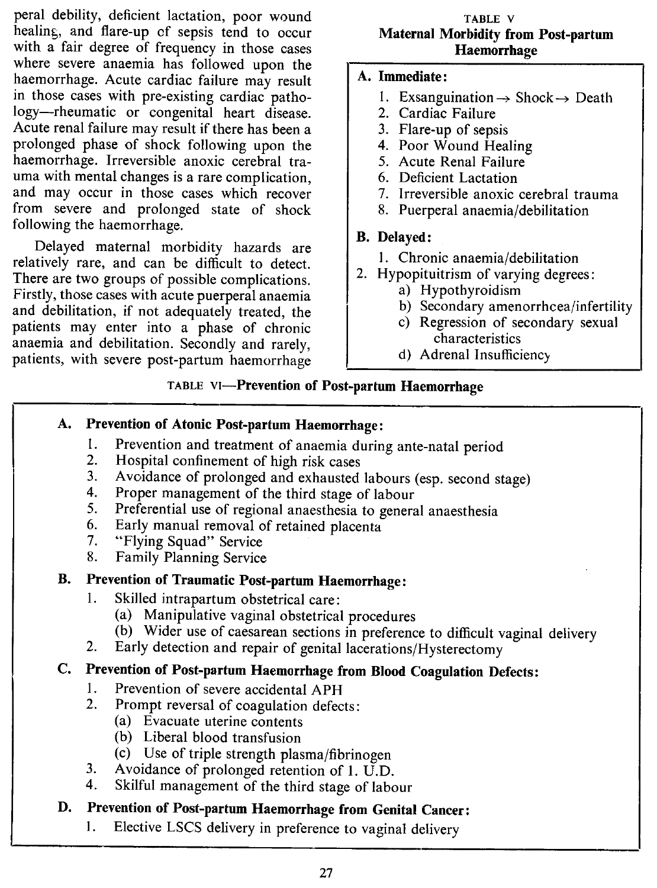peral debility, deficient lactation, poor wound healing, and flare-up of sepsis tend to occur with a fair degree of frequency in those cases where severe anaemia has followed upon the haemorrhage. Acute cardiac failure may result in those cases with pre-existing cardiac pathology—rheumatic or congenital heart disease. Acute renal failure may result if there has been a prolonged phase of shock following upon the haemorrhage. Irreversible anoxic cerebral trauma with mental changes is a rare complication, and may occur in those cases which recover from severe and prolonged state of shock following the haemorrhage.

Delayed maternal morbidity hazards are relatively rare, and can be difficult to detect. There are two groups of possible complications. Firstly, those cases with acute puerperal anaemia and debilitation, if not adequately treated, the patients may enter into a phase of chronic anaemia and debilitation. Secondly and rarely, patients, with severe post-partum haemorrhage

TABLE V

**Maternal Morbidity from Post-partum Haemorrhage**

**A. Immediate:**

1. Exsanguination → Shock → Death
2. Cardiac Failure
3. Flare-up of sepsis
4. Poor Wound Healing
5. Acute Renal Failure
6. Deficient Lactation
7. Irreversible anoxic cerebral trauma
8. Puerperal anaemia/debilitation

**B. Delayed:**

1. Chronic anaemia/debilitation
2. Hypopituitrism of varying degrees:
   a) Hypothyroidism
   b) Secondary amenorrhcea/infertility
   c) Regression of secondary sexual characteristics
   d) Adrenal Insufficiency

TABLE VI—**Prevention of Post-partum Haemorrhage**

**A. Prevention of Atonic Post-partum Haemorrhage:**

1. Prevention and treatment of anaemia during ante-natal period
2. Hospital confinement of high risk cases
3. Avoidance of prolonged and exhausted labours (esp. second stage)
4. Proper management of the third stage of labour
5. Preferential use of regional anaesthesia to general anaesthesia
6. Early manual removal of retained placenta
7. "Flying Squad" Service
8. Family Planning Service

**B. Prevention of Traumatic Post-partum Haemorrhage:**

1. Skilled intrapartum obstetrical care:
   (a) Manipulative vaginal obstetrical procedures
   (b) Wider use of caesarean sections in preference to difficult vaginal delivery
2. Early detection and repair of genital lacerations/Hysterectomy

**C. Prevention of Post-partum Haemorrhage from Blood Coagulation Defects:**

1. Prevention of severe accidental APH
2. Prompt reversal of coagulation defects:
   (a) Evacuate uterine contents
   (b) Liberal blood transfusion
   (c) Use of triple strength plasma/fibrinogen
3. Avoidance of prolonged retention of I. U.D.
4. Skilful management of the third stage of labour

**D. Prevention of Post-partum Haemorrhage from Genital Cancer:**

1. Elective LSCS delivery in preference to vaginal delivery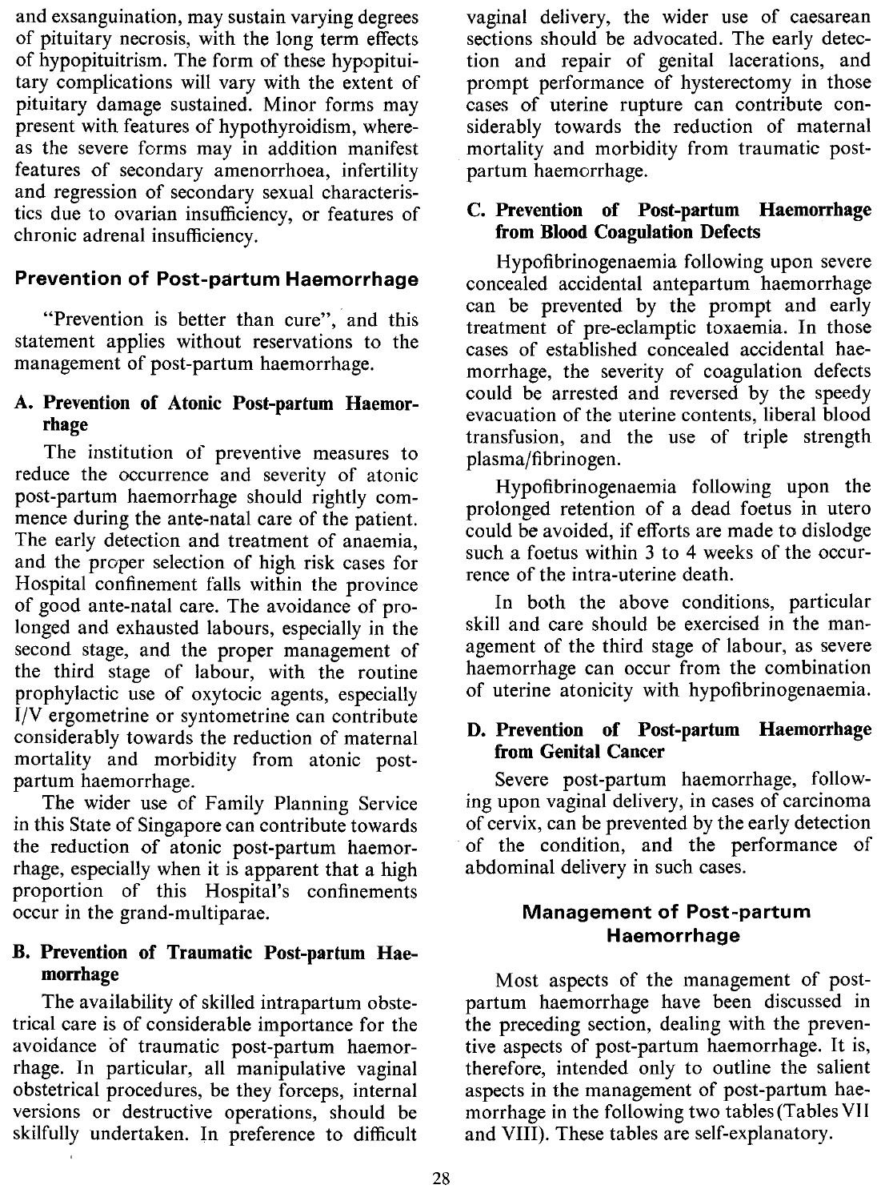and exsanguination, may sustain varying degrees of pituitary necrosis, with the long term effects of hypopituitrism. The form of these hypopituitary complications will vary with the extent of pituitary damage sustained. Minor forms may present with features of hypothyroidism, whereas the severe forms may in addition manifest features of secondary amenorrhoea, infertility and regression of secondary sexual characteristics due to ovarian insufficiency, or features of chronic adrenal insufficiency.

## Prevention of Post-partum Haemorrhage

"Prevention is better than cure", and this statement applies without reservations to the management of post-partum haemorrhage.

### A. Prevention of Atonic Post-partum Haemorrhage

The institution of preventive measures to reduce the occurrence and severity of atonic post-partum haemorrhage should rightly commence during the ante-natal care of the patient. The early detection and treatment of anaemia, and the proper selection of high risk cases for Hospital confinement falls within the province of good ante-natal care. The avoidance of prolonged and exhausted labours, especially in the second stage, and the proper management of the third stage of labour, with the routine prophylactic use of oxytocic agents, especially I/V ergometrine or syntometrine can contribute considerably towards the reduction of maternal mortality and morbidity from atonic post-partum haemorrhage.

The wider use of Family Planning Service in this State of Singapore can contribute towards the reduction of atonic post-partum haemorrhage, especially when it is apparent that a high proportion of this Hospital's confinements occur in the grand-multiparae.

### B. Prevention of Traumatic Post-partum Haemorrhage

The availability of skilled intrapartum obstetrical care is of considerable importance for the avoidance of traumatic post-partum haemorrhage. In particular, all manipulative vaginal obstetrical procedures, be they forceps, internal versions or destructive operations, should be skilfully undertaken. In preference to difficult vaginal delivery, the wider use of caesarean sections should be advocated. The early detection and repair of genital lacerations, and prompt performance of hysterectomy in those cases of uterine rupture can contribute considerably towards the reduction of maternal mortality and morbidity from traumatic post-partum haemorrhage.

### C. Prevention of Post-partum Haemorrhage from Blood Coagulation Defects

Hypofibrinogenaemia following upon severe concealed accidental antepartum haemorrhage can be prevented by the prompt and early treatment of pre-eclamptic toxaemia. In those cases of established concealed accidental haemorrhage, the severity of coagulation defects could be arrested and reversed by the speedy evacuation of the uterine contents, liberal blood transfusion, and the use of triple strength plasma/fibrinogen.

Hypofibrinogenaemia following upon the prolonged retention of a dead foetus in utero could be avoided, if efforts are made to dislodge such a foetus within 3 to 4 weeks of the occurrence of the intra-uterine death.

In both the above conditions, particular skill and care should be exercised in the management of the third stage of labour, as severe haemorrhage can occur from the combination of uterine atonicity with hypofibrinogenaemia.

### D. Prevention of Post-partum Haemorrhage from Genital Cancer

Severe post-partum haemorrhage, following upon vaginal delivery, in cases of carcinoma of cervix, can be prevented by the early detection of the condition, and the performance of abdominal delivery in such cases.

## Management of Post-partum Haemorrhage

Most aspects of the management of post-partum haemorrhage have been discussed in the preceding section, dealing with the preventive aspects of post-partum haemorrhage. It is, therefore, intended only to outline the salient aspects in the management of post-partum haemorrhage in the following two tables (Tables VII and VIII). These tables are self-explanatory.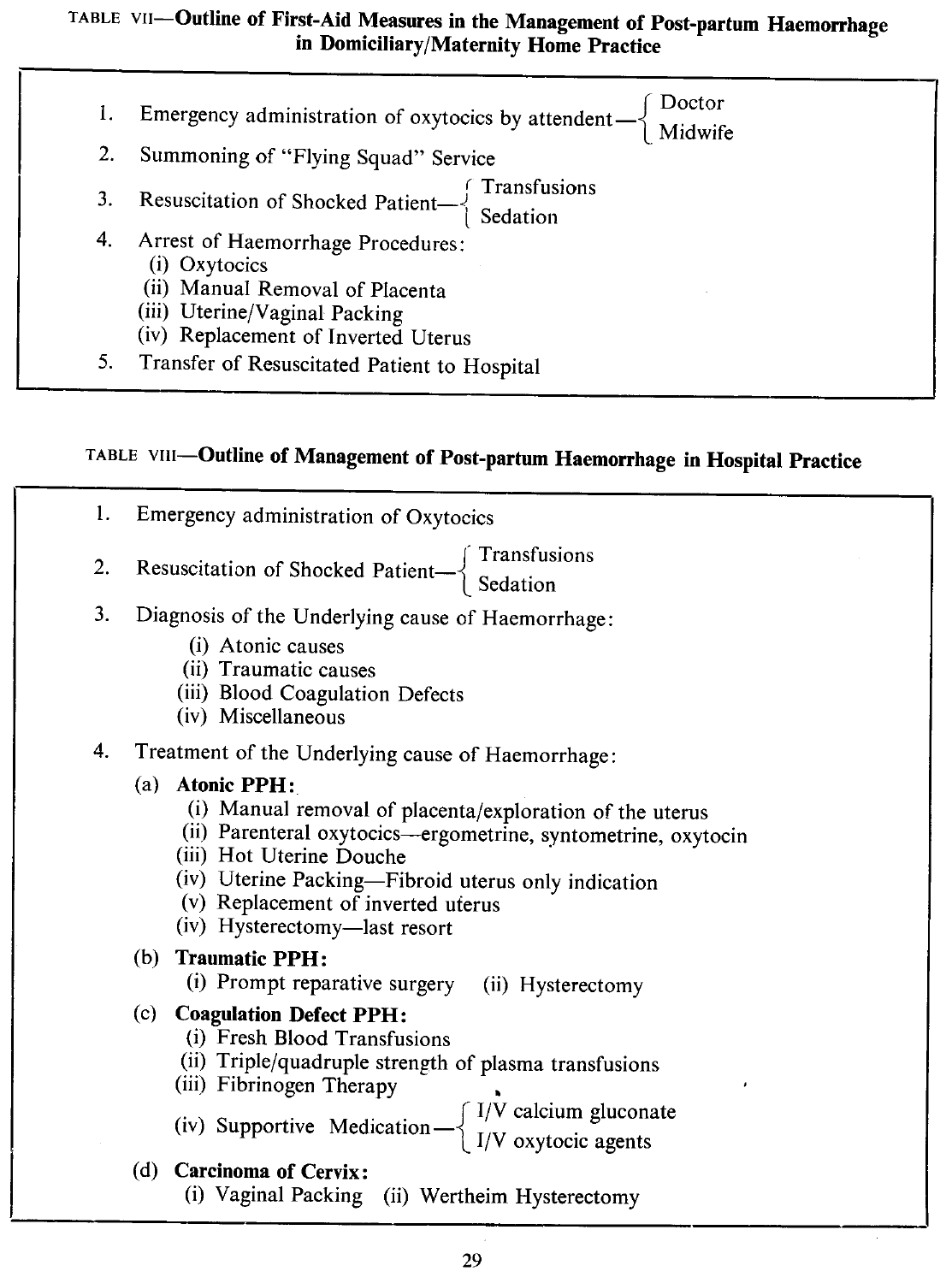TABLE VII—**Outline of First-Aid Measures in the Management of Post-partum Haemorrhage in Domiciliary/Maternity Home Practice**

1. Emergency administration of oxytocics by attendent—{ Doctor / Midwife }
2. Summoning of "Flying Squad" Service
3. Resuscitation of Shocked Patient—{ Transfusions / Sedation }
4. Arrest of Haemorrhage Procedures:
   - (i) Oxytocics
   - (ii) Manual Removal of Placenta
   - (iii) Uterine/Vaginal Packing
   - (iv) Replacement of Inverted Uterus
5. Transfer of Resuscitated Patient to Hospital

TABLE VIII—**Outline of Management of Post-partum Haemorrhage in Hospital Practice**

1. Emergency administration of Oxytocics
2. Resuscitation of Shocked Patient—{ Transfusions / Sedation }
3. Diagnosis of the Underlying cause of Haemorrhage:
   - (i) Atonic causes
   - (ii) Traumatic causes
   - (iii) Blood Coagulation Defects
   - (iv) Miscellaneous
4. Treatment of the Underlying cause of Haemorrhage:
   - (a) **Atonic PPH:**
     - (i) Manual removal of placenta/exploration of the uterus
     - (ii) Parenteral oxytocics—ergometrine, syntometrine, oxytocin
     - (iii) Hot Uterine Douche
     - (iv) Uterine Packing—Fibroid uterus only indication
     - (v) Replacement of inverted uterus
     - (iv) Hysterectomy—last resort
   - (b) **Traumatic PPH:**
     - (i) Prompt reparative surgery (ii) Hysterectomy
   - (c) **Coagulation Defect PPH:**
     - (i) Fresh Blood Transfusions
     - (ii) Triple/quadruple strength of plasma transfusions
     - (iii) Fibrinogen Therapy
     - (iv) Supportive Medication—{ I/V calcium gluconate / I/V oxytocic agents }
   - (d) **Carcinoma of Cervix:**
     - (i) Vaginal Packing (ii) Wertheim Hysterectomy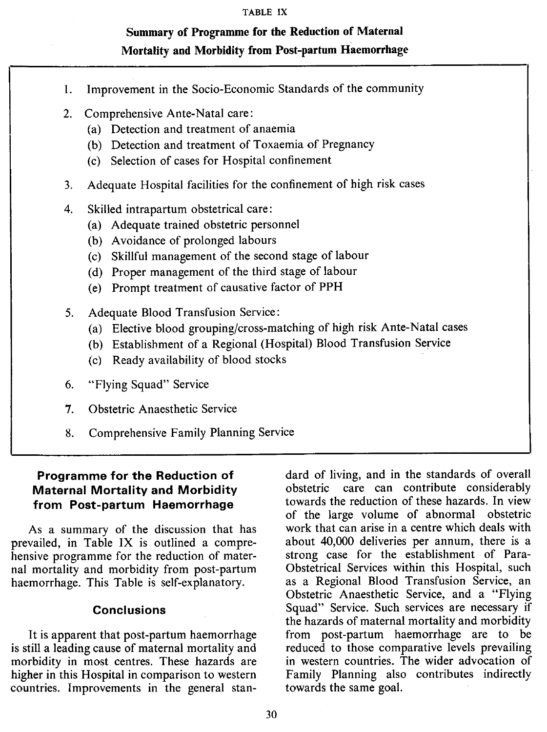TABLE IX

**Summary of Programme for the Reduction of Maternal Mortality and Morbidity from Post-partum Haemorrhage**

1. Improvement in the Socio-Economic Standards of the community
2. Comprehensive Ante-Natal care:
   - (a) Detection and treatment of anaemia
   - (b) Detection and treatment of Toxaemia of Pregnancy
   - (c) Selection of cases for Hospital confinement
3. Adequate Hospital facilities for the confinement of high risk cases
4. Skilled intrapartum obstetrical care:
   - (a) Adequate trained obstetric personnel
   - (b) Avoidance of prolonged labours
   - (c) Skillful management of the second stage of labour
   - (d) Proper management of the third stage of labour
   - (e) Prompt treatment of causative factor of PPH
5. Adequate Blood Transfusion Service:
   - (a) Elective blood grouping/cross-matching of high risk Ante-Natal cases
   - (b) Establishment of a Regional (Hospital) Blood Transfusion Service
   - (c) Ready availability of blood stocks
6. "Flying Squad" Service
7. Obstetric Anaesthetic Service
8. Comprehensive Family Planning Service

## Programme for the Reduction of Maternal Mortality and Morbidity from Post-partum Haemorrhage

As a summary of the discussion that has prevailed, in Table IX is outlined a comprehensive programme for the reduction of maternal mortality and morbidity from post-partum haemorrhage. This Table is self-explanatory.

## Conclusions

It is apparent that post-partum haemorrhage is still a leading cause of maternal mortality and morbidity in most centres. These hazards are higher in this Hospital in comparison to western countries. Improvements in the general standard of living, and in the standards of overall obstetric care can contribute considerably towards the reduction of these hazards. In view of the large volume of abnormal obstetric work that can arise in a centre which deals with about 40,000 deliveries per annum, there is a strong case for the establishment of Para-Obstetrical Services within this Hospital, such as a Regional Blood Transfusion Service, an Obstetric Anaesthetic Service, and a "Flying Squad" Service. Such services are necessary if the hazards of maternal mortality and morbidity from post-partum haemorrhage are to be reduced to those comparative levels prevailing in western countries. The wider advocation of Family Planning also contributes indirectly towards the same goal.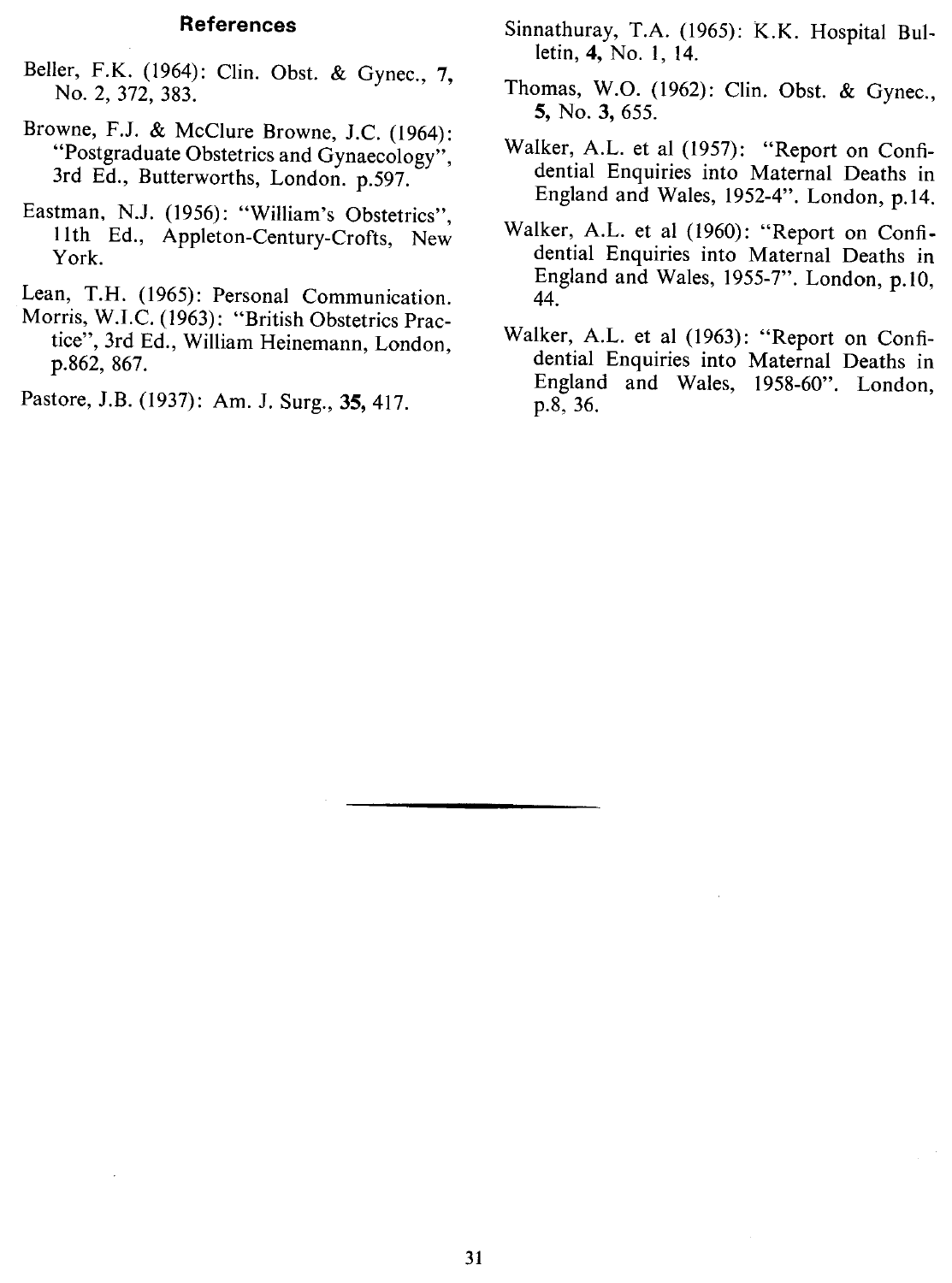## References

Beller, F.K. (1964): Clin. Obst. & Gynec., **7**, No. 2, 372, 383.

Browne, F.J. & McClure Browne, J.C. (1964): "Postgraduate Obstetrics and Gynaecology", 3rd Ed., Butterworths, London. p.597.

Eastman, N.J. (1956): "William's Obstetrics", 11th Ed., Appleton-Century-Crofts, New York.

Lean, T.H. (1965): Personal Communication.

Morris, W.I.C. (1963): "British Obstetrics Practice", 3rd Ed., William Heinemann, London, p.862, 867.

Pastore, J.B. (1937): Am. J. Surg., **35**, 417.

Sinnathuray, T.A. (1965): K.K. Hospital Bulletin, **4**, No. 1, 14.

Thomas, W.O. (1962): Clin. Obst. & Gynec., **5**, No. **3**, 655.

Walker, A.L. et al (1957): "Report on Confidential Enquiries into Maternal Deaths in England and Wales, 1952-4". London, p.14.

Walker, A.L. et al (1960): "Report on Confidential Enquiries into Maternal Deaths in England and Wales, 1955-7". London, p.10, 44.

Walker, A.L. et al (1963): "Report on Confidential Enquiries into Maternal Deaths in England and Wales, 1958-60". London, p.8, 36.